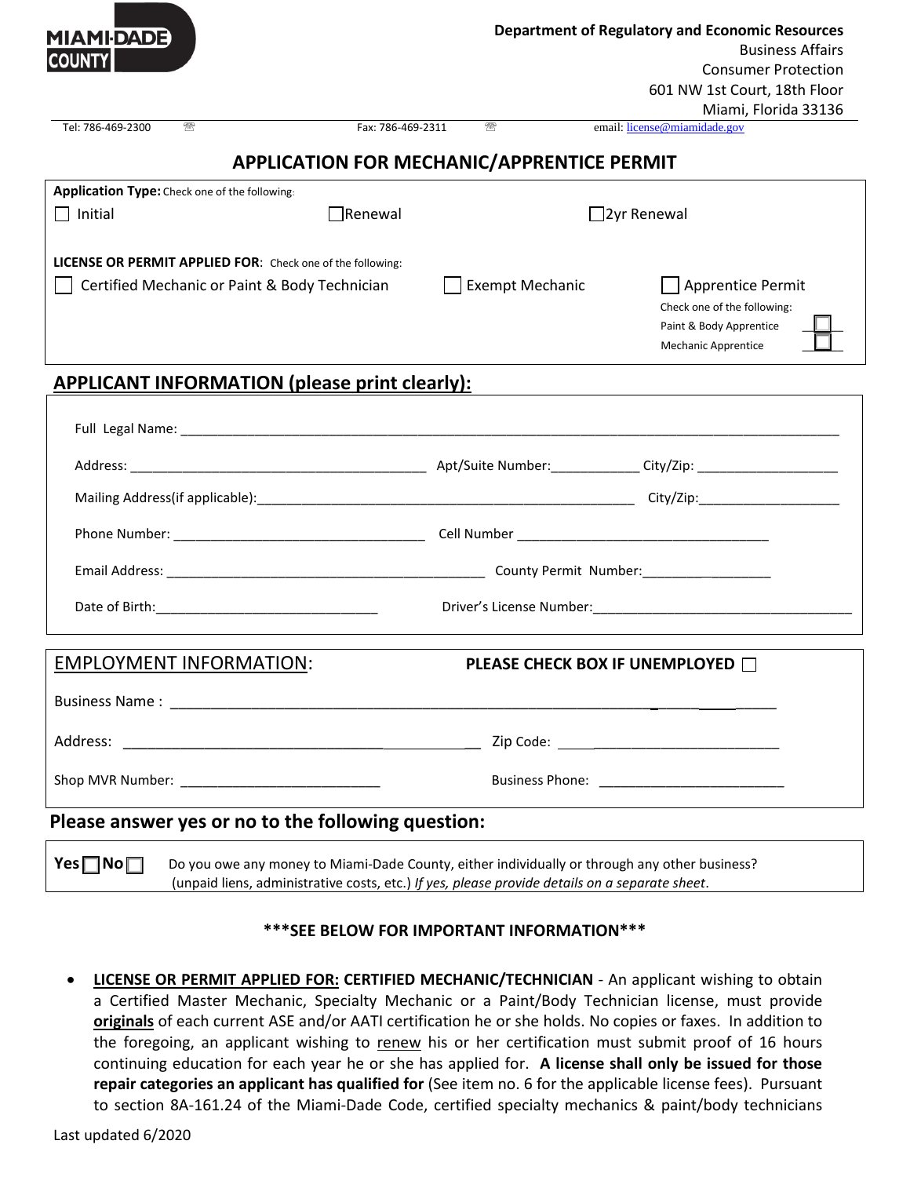MIAMI-DADE COUNTY

**Department of Regulatory and Economic Resources**
Business Affairs
Consumer Protection
601 NW 1st Court, 18th Floor
Miami, Florida 33136

Tel: 786-469-2300 Fax: 786-469-2311 email: license@miamidade.gov

## APPLICATION FOR MECHANIC/APPRENTICE PERMIT

**Application Type:** Check one of the following:

☐ Initial ☐ Renewal ☐ 2yr Renewal

**LICENSE OR PERMIT APPLIED FOR**: Check one of the following:

☐ Certified Mechanic or Paint & Body Technician ☐ Exempt Mechanic ☐ Apprentice Permit

Check one of the following:
Paint & Body Apprentice ☐
Mechanic Apprentice ☐

## APPLICANT INFORMATION (please print clearly):

Full Legal Name: ____________________

Address: ____________________ Apt/Suite Number: __________ City/Zip: __________

Mailing Address(if applicable): ____________________ City/Zip: __________

Phone Number: ____________________ Cell Number ____________________

Email Address: ____________________ County Permit Number: __________

Date of Birth: ____________________ Driver's License Number: ____________________

## EMPLOYMENT INFORMATION:

**PLEASE CHECK BOX IF UNEMPLOYED** ☐

Business Name : ____________________

Address: ____________________ Zip Code: __________

Shop MVR Number: ____________________ Business Phone: ____________________

## Please answer yes or no to the following question:

**Yes** ☐ **No** ☐ Do you owe any money to Miami-Dade County, either individually or through any other business? (unpaid liens, administrative costs, etc.) *If yes, please provide details on a separate sheet*.

**\*\*\*SEE BELOW FOR IMPORTANT INFORMATION\*\*\***

- **LICENSE OR PERMIT APPLIED FOR: CERTIFIED MECHANIC/TECHNICIAN** - An applicant wishing to obtain a Certified Master Mechanic, Specialty Mechanic or a Paint/Body Technician license, must provide **originals** of each current ASE and/or AATI certification he or she holds. No copies or faxes. In addition to the foregoing, an applicant wishing to renew his or her certification must submit proof of 16 hours continuing education for each year he or she has applied for. **A license shall only be issued for those repair categories an applicant has qualified for** (See item no. 6 for the applicable license fees). Pursuant to section 8A-161.24 of the Miami-Dade Code, certified specialty mechanics & paint/body technicians

Last updated 6/2020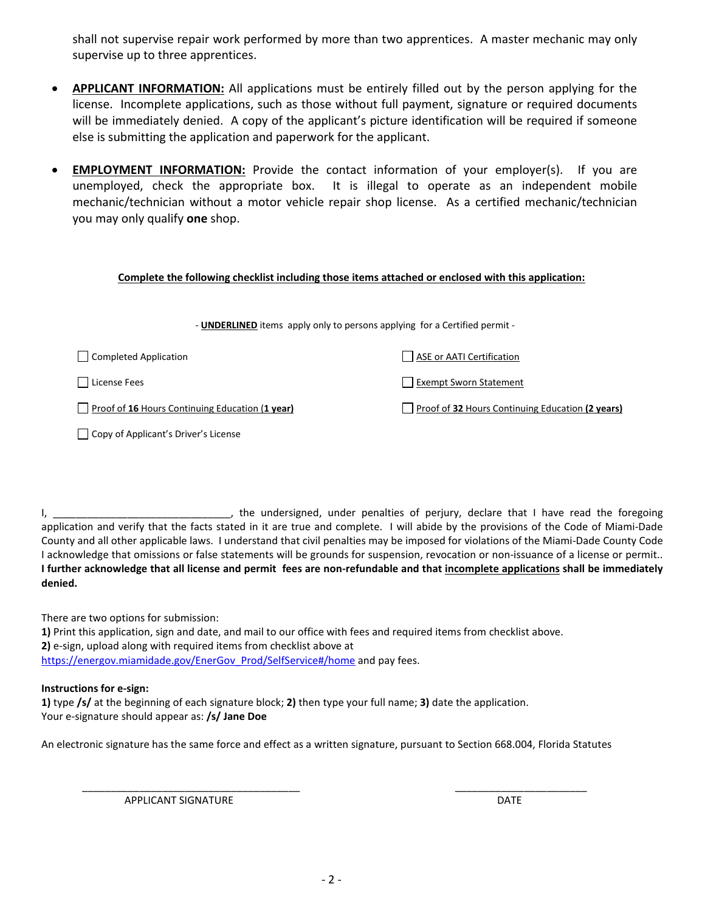shall not supervise repair work performed by more than two apprentices. A master mechanic may only supervise up to three apprentices.

- **APPLICANT INFORMATION:** All applications must be entirely filled out by the person applying for the license. Incomplete applications, such as those without full payment, signature or required documents will be immediately denied. A copy of the applicant's picture identification will be required if someone else is submitting the application and paperwork for the applicant.

- **EMPLOYMENT INFORMATION:** Provide the contact information of your employer(s). If you are unemployed, check the appropriate box. It is illegal to operate as an independent mobile mechanic/technician without a motor vehicle repair shop license. As a certified mechanic/technician you may only qualify **one** shop.

**Complete the following checklist including those items attached or enclosed with this application:**

- **UNDERLINED** items apply only to persons applying for a Certified permit -

- [ ] Completed Application
- [ ] License Fees
- [ ] Proof of **16** Hours Continuing Education (**1 year**)
- [ ] Copy of Applicant's Driver's License
- [ ] ASE or AATI Certification
- [ ] Exempt Sworn Statement
- [ ] Proof of **32** Hours Continuing Education **(2 years)**

I, ______________________________, the undersigned, under penalties of perjury, declare that I have read the foregoing application and verify that the facts stated in it are true and complete. I will abide by the provisions of the Code of Miami-Dade County and all other applicable laws. I understand that civil penalties may be imposed for violations of the Miami-Dade County Code I acknowledge that omissions or false statements will be grounds for suspension, revocation or non-issuance of a license or permit.. **I further acknowledge that all license and permit fees are non-refundable and that incomplete applications shall be immediately denied.**

There are two options for submission:
**1)** Print this application, sign and date, and mail to our office with fees and required items from checklist above.
**2)** e-sign, upload along with required items from checklist above at https://energov.miamidade.gov/EnerGov_Prod/SelfService#/home and pay fees.

**Instructions for e-sign:**
**1)** type **/s/** at the beginning of each signature block; **2)** then type your full name; **3)** date the application.
Your e-signature should appear as: **/s/ Jane Doe**

An electronic signature has the same force and effect as a written signature, pursuant to Section 668.004, Florida Statutes

______________________________
APPLICANT SIGNATURE

______________________
DATE